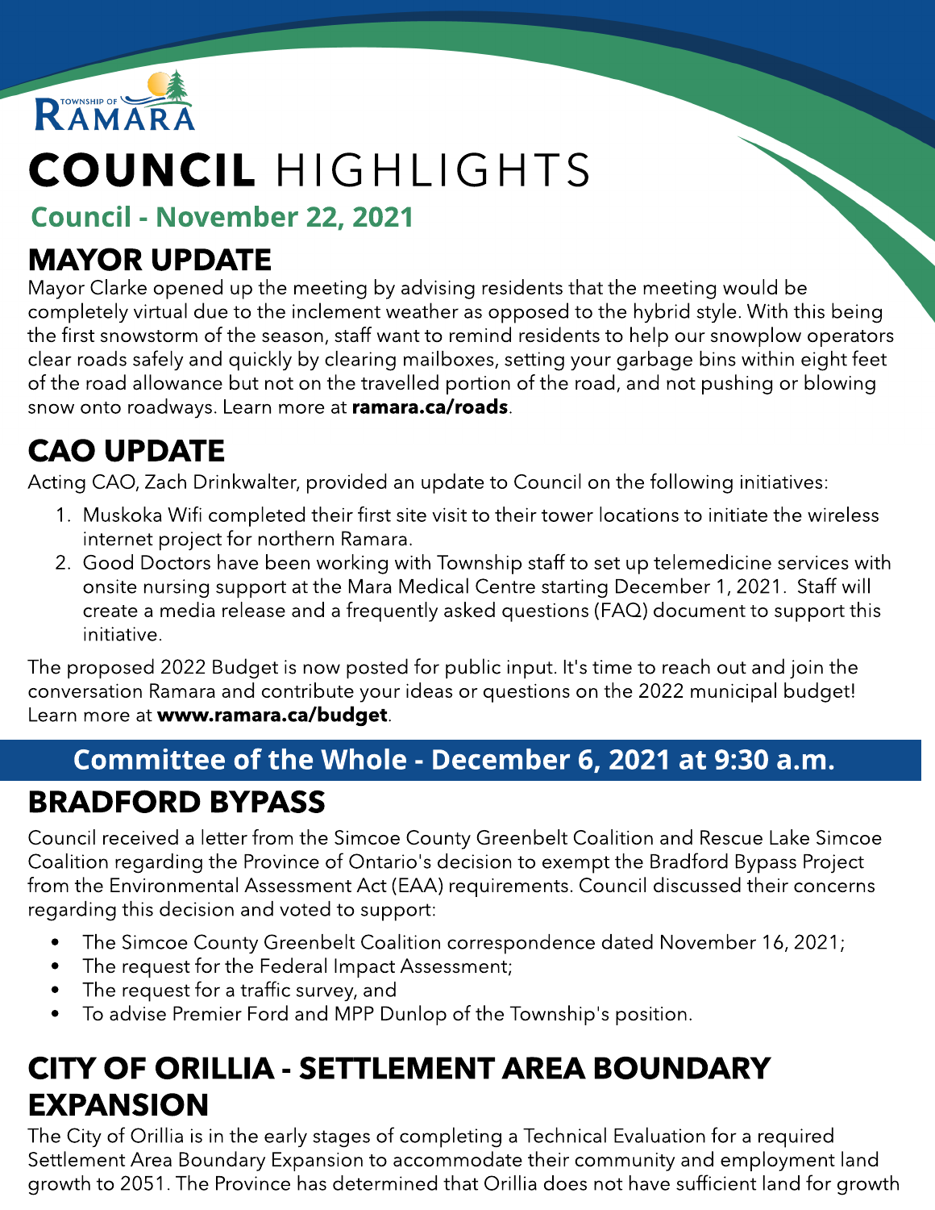TOWNSHIP OF RAMARA

# COUNCIL HIGHLIGHTS

**Council - November 22, 2021**

## MAYOR UPDATE

Mayor Clarke opened up the meeting by advising residents that the meeting would be completely virtual due to the inclement weather as opposed to the hybrid style. With this being the first snowstorm of the season, staff want to remind residents to help our snowplow operators clear roads safely and quickly by clearing mailboxes, setting your garbage bins within eight feet of the road allowance but not on the travelled portion of the road, and not pushing or blowing snow onto roadways. Learn more at **ramara.ca/roads**.

## CAO UPDATE

Acting CAO, Zach Drinkwalter, provided an update to Council on the following initiatives:

1. Muskoka Wifi completed their first site visit to their tower locations to initiate the wireless internet project for northern Ramara.
2. Good Doctors have been working with Township staff to set up telemedicine services with onsite nursing support at the Mara Medical Centre starting December 1, 2021. Staff will create a media release and a frequently asked questions (FAQ) document to support this initiative.

The proposed 2022 Budget is now posted for public input. It's time to reach out and join the conversation Ramara and contribute your ideas or questions on the 2022 municipal budget! Learn more at **www.ramara.ca/budget**.

**Committee of the Whole - December 6, 2021 at 9:30 a.m.**

## BRADFORD BYPASS

Council received a letter from the Simcoe County Greenbelt Coalition and Rescue Lake Simcoe Coalition regarding the Province of Ontario's decision to exempt the Bradford Bypass Project from the Environmental Assessment Act (EAA) requirements. Council discussed their concerns regarding this decision and voted to support:

- The Simcoe County Greenbelt Coalition correspondence dated November 16, 2021;
- The request for the Federal Impact Assessment;
- The request for a traffic survey, and
- To advise Premier Ford and MPP Dunlop of the Township's position.

## CITY OF ORILLIA - SETTLEMENT AREA BOUNDARY EXPANSION

The City of Orillia is in the early stages of completing a Technical Evaluation for a required Settlement Area Boundary Expansion to accommodate their community and employment land growth to 2051. The Province has determined that Orillia does not have sufficient land for growth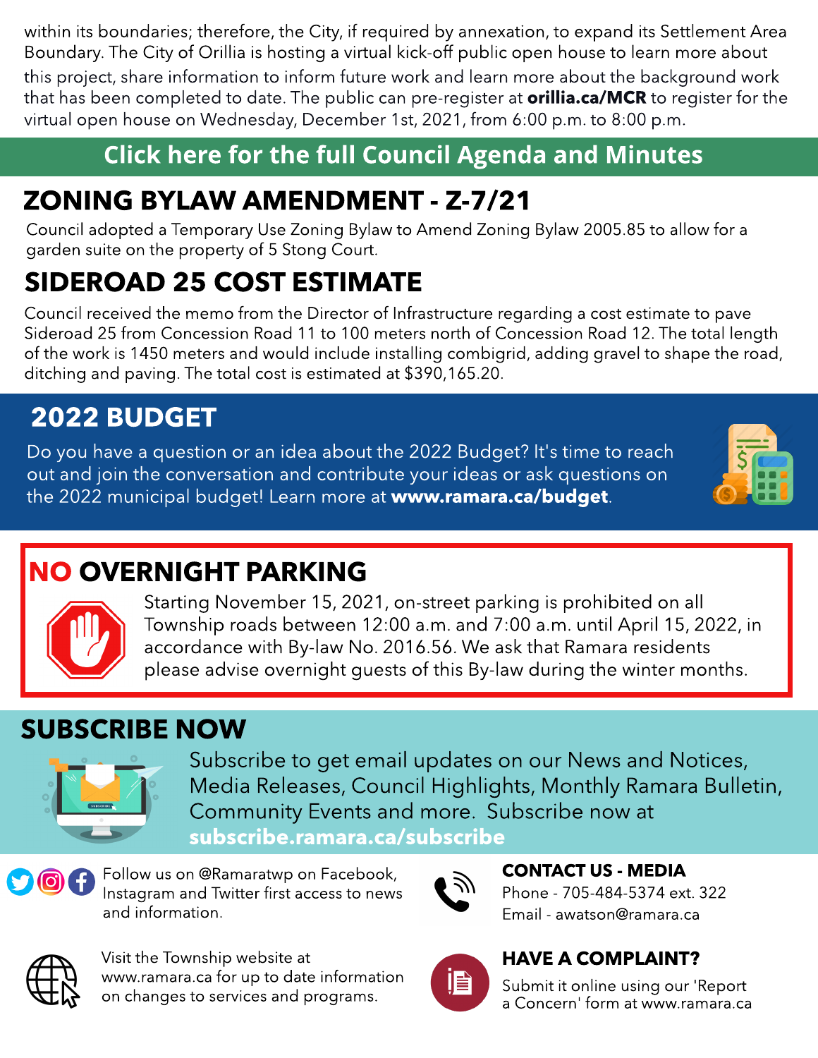within its boundaries; therefore, the City, if required by annexation, to expand its Settlement Area Boundary. The City of Orillia is hosting a virtual kick-off public open house to learn more about this project, share information to inform future work and learn more about the background work that has been completed to date. The public can pre-register at **orillia.ca/MCR** to register for the virtual open house on Wednesday, December 1st, 2021, from 6:00 p.m. to 8:00 p.m.

**Click here for the full Council Agenda and Minutes**

## ZONING BYLAW AMENDMENT - Z-7/21

Council adopted a Temporary Use Zoning Bylaw to Amend Zoning Bylaw 2005.85 to allow for a garden suite on the property of 5 Stong Court.

## SIDEROAD 25 COST ESTIMATE

Council received the memo from the Director of Infrastructure regarding a cost estimate to pave Sideroad 25 from Concession Road 11 to 100 meters north of Concession Road 12. The total length of the work is 1450 meters and would include installing combigrid, adding gravel to shape the road, ditching and paving. The total cost is estimated at $390,165.20.

## 2022 BUDGET

Do you have a question or an idea about the 2022 Budget? It's time to reach out and join the conversation and contribute your ideas or ask questions on the 2022 municipal budget! Learn more at **www.ramara.ca/budget**.

## NO OVERNIGHT PARKING

Starting November 15, 2021, on-street parking is prohibited on all Township roads between 12:00 a.m. and 7:00 a.m. until April 15, 2022, in accordance with By-law No. 2016.56. We ask that Ramara residents please advise overnight guests of this By-law during the winter months.

## SUBSCRIBE NOW

Subscribe to get email updates on our News and Notices, Media Releases, Council Highlights, Monthly Ramara Bulletin, Community Events and more. Subscribe now at **subscribe.ramara.ca/subscribe**

Follow us on @Ramaratwp on Facebook, Instagram and Twitter first access to news and information.

**CONTACT US - MEDIA**

Phone - 705-484-5374 ext. 322

Email - awatson@ramara.ca

Visit the Township website at www.ramara.ca for up to date information on changes to services and programs.

**HAVE A COMPLAINT?**

Submit it online using our 'Report a Concern' form at www.ramara.ca